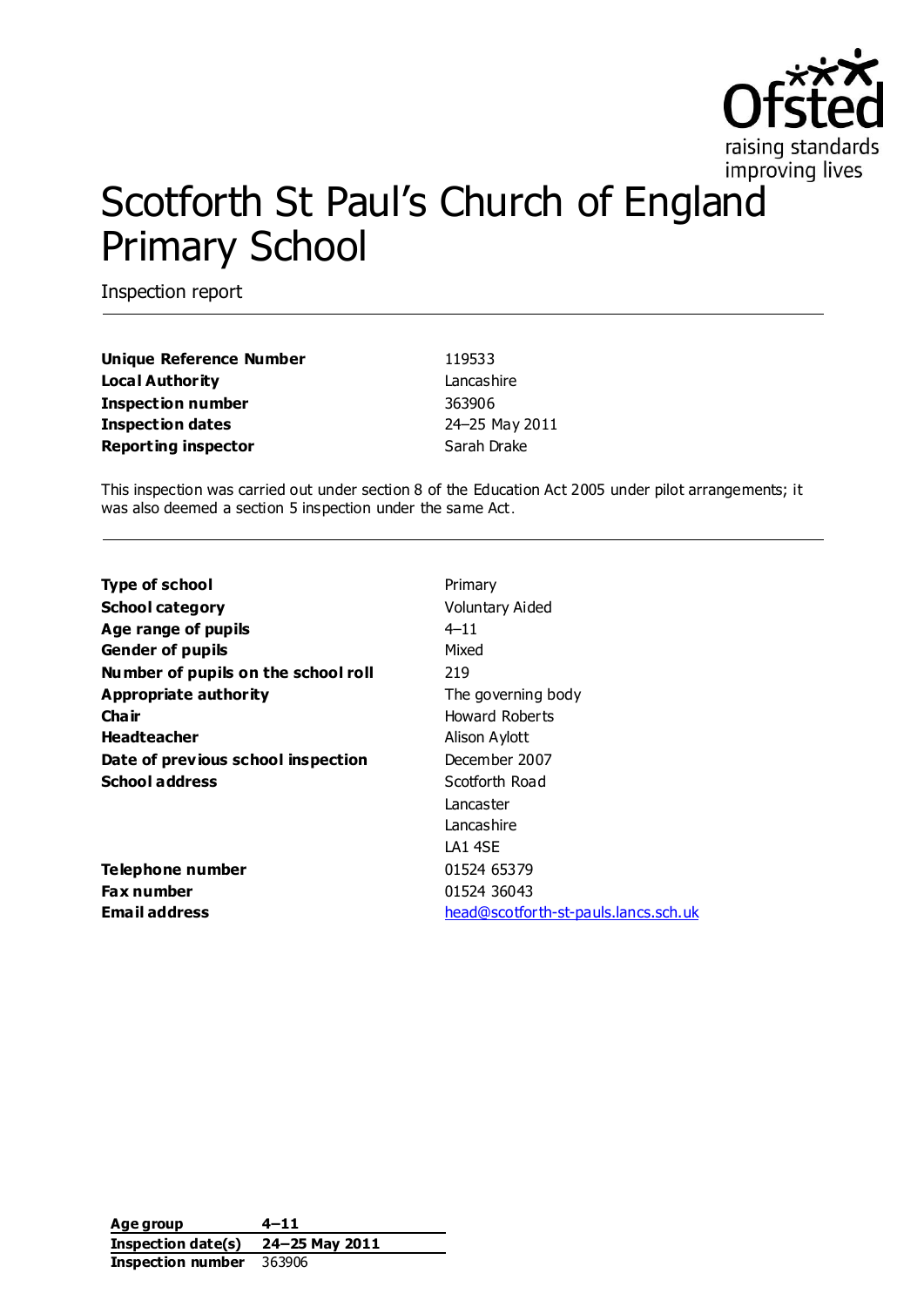# Scotforth St Paul's Church of England Primary School

Inspection report

| | |
|---|---|
| **Unique Reference Number** | 119533 |
| **Local Authority** | Lancashire |
| **Inspection number** | 363906 |
| **Inspection dates** | 24–25 May 2011 |
| **Reporting inspector** | Sarah Drake |

This inspection was carried out under section 8 of the Education Act 2005 under pilot arrangements; it was also deemed a section 5 inspection under the same Act.

| | |
|---|---|
| **Type of school** | Primary |
| **School category** | Voluntary Aided |
| **Age range of pupils** | 4–11 |
| **Gender of pupils** | Mixed |
| **Number of pupils on the school roll** | 219 |
| **Appropriate authority** | The governing body |
| **Chair** | Howard Roberts |
| **Headteacher** | Alison Aylott |
| **Date of previous school inspection** | December 2007 |
| **School address** | Scotforth Road<br>Lancaster<br>Lancashire<br>LA1 4SE |
| **Telephone number** | 01524 65379 |
| **Fax number** | 01524 36043 |
| **Email address** | head@scotforth-st-pauls.lancs.sch.uk |

| | |
|---|---|
| **Age group** | **4–11** |
| **Inspection date(s)** | **24–25 May 2011** |
| **Inspection number** | 363906 |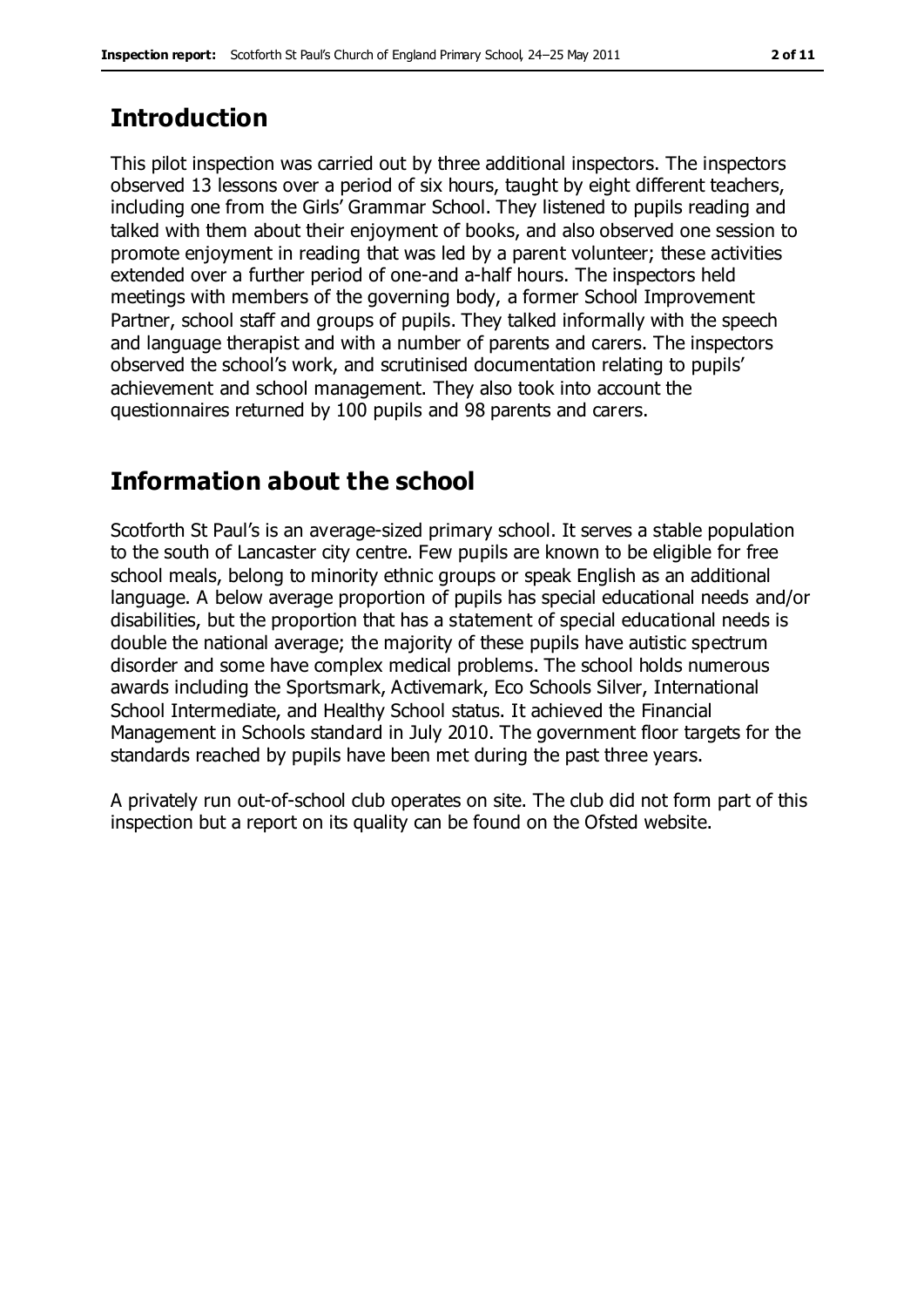## Introduction

This pilot inspection was carried out by three additional inspectors. The inspectors observed 13 lessons over a period of six hours, taught by eight different teachers, including one from the Girls' Grammar School. They listened to pupils reading and talked with them about their enjoyment of books, and also observed one session to promote enjoyment in reading that was led by a parent volunteer; these activities extended over a further period of one-and a-half hours. The inspectors held meetings with members of the governing body, a former School Improvement Partner, school staff and groups of pupils. They talked informally with the speech and language therapist and with a number of parents and carers. The inspectors observed the school's work, and scrutinised documentation relating to pupils' achievement and school management. They also took into account the questionnaires returned by 100 pupils and 98 parents and carers.

## Information about the school

Scotforth St Paul's is an average-sized primary school. It serves a stable population to the south of Lancaster city centre. Few pupils are known to be eligible for free school meals, belong to minority ethnic groups or speak English as an additional language. A below average proportion of pupils has special educational needs and/or disabilities, but the proportion that has a statement of special educational needs is double the national average; the majority of these pupils have autistic spectrum disorder and some have complex medical problems. The school holds numerous awards including the Sportsmark, Activemark, Eco Schools Silver, International School Intermediate, and Healthy School status. It achieved the Financial Management in Schools standard in July 2010. The government floor targets for the standards reached by pupils have been met during the past three years.

A privately run out-of-school club operates on site. The club did not form part of this inspection but a report on its quality can be found on the Ofsted website.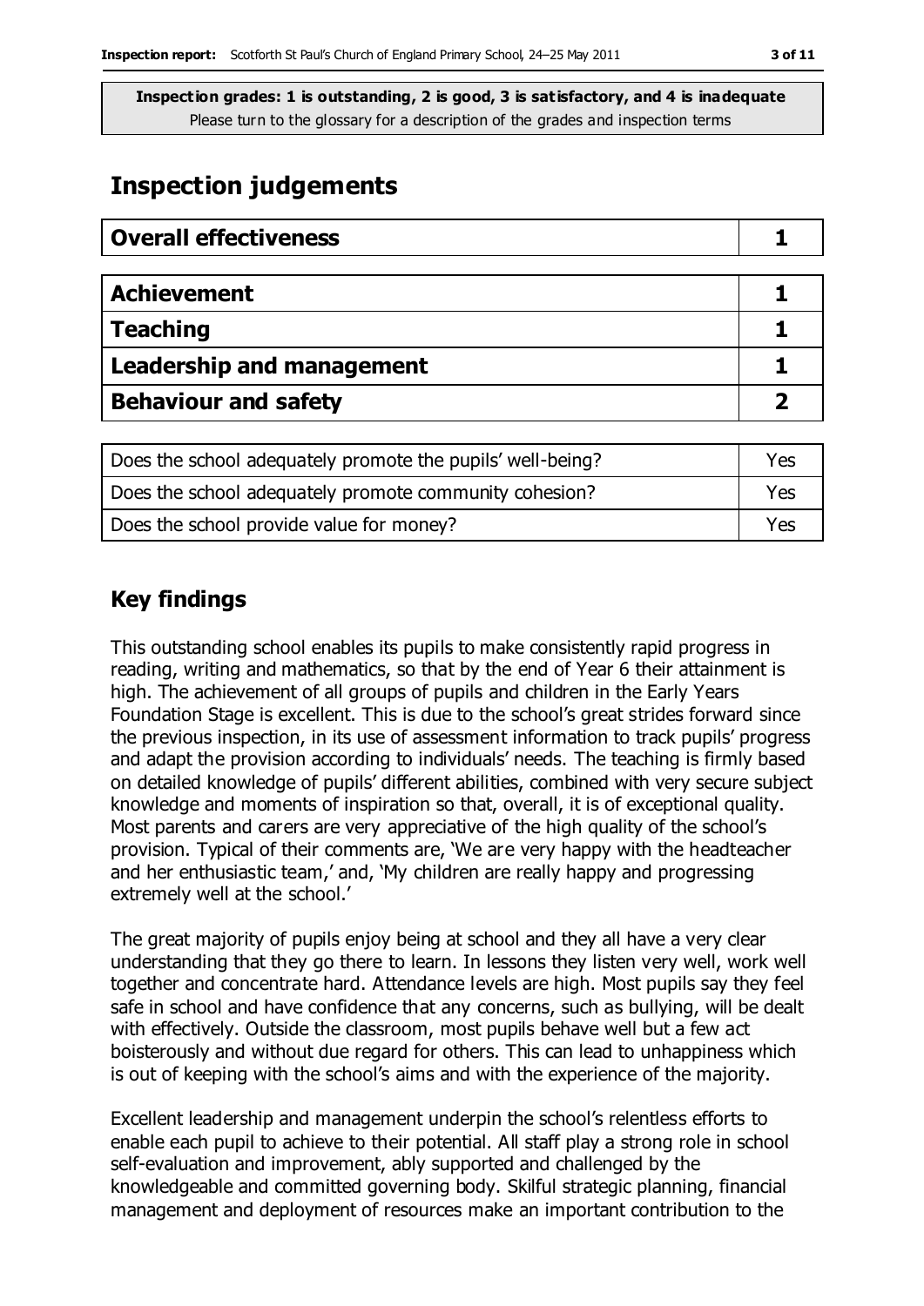**Inspection grades: 1 is outstanding, 2 is good, 3 is satisfactory, and 4 is inadequate**
Please turn to the glossary for a description of the grades and inspection terms

## Inspection judgements

| **Overall effectiveness** | **1** |
|---|---|

| **Achievement** | **1** |
|---|---|
| **Teaching** | **1** |
| **Leadership and management** | **1** |
| **Behaviour and safety** | **2** |

| Does the school adequately promote the pupils' well-being? | Yes |
|---|---|
| Does the school adequately promote community cohesion? | Yes |
| Does the school provide value for money? | Yes |

## Key findings

This outstanding school enables its pupils to make consistently rapid progress in reading, writing and mathematics, so that by the end of Year 6 their attainment is high. The achievement of all groups of pupils and children in the Early Years Foundation Stage is excellent. This is due to the school's great strides forward since the previous inspection, in its use of assessment information to track pupils' progress and adapt the provision according to individuals' needs. The teaching is firmly based on detailed knowledge of pupils' different abilities, combined with very secure subject knowledge and moments of inspiration so that, overall, it is of exceptional quality. Most parents and carers are very appreciative of the high quality of the school's provision. Typical of their comments are, 'We are very happy with the headteacher and her enthusiastic team,' and, 'My children are really happy and progressing extremely well at the school.'

The great majority of pupils enjoy being at school and they all have a very clear understanding that they go there to learn. In lessons they listen very well, work well together and concentrate hard. Attendance levels are high. Most pupils say they feel safe in school and have confidence that any concerns, such as bullying, will be dealt with effectively. Outside the classroom, most pupils behave well but a few act boisterously and without due regard for others. This can lead to unhappiness which is out of keeping with the school's aims and with the experience of the majority.

Excellent leadership and management underpin the school's relentless efforts to enable each pupil to achieve to their potential. All staff play a strong role in school self-evaluation and improvement, ably supported and challenged by the knowledgeable and committed governing body. Skilful strategic planning, financial management and deployment of resources make an important contribution to the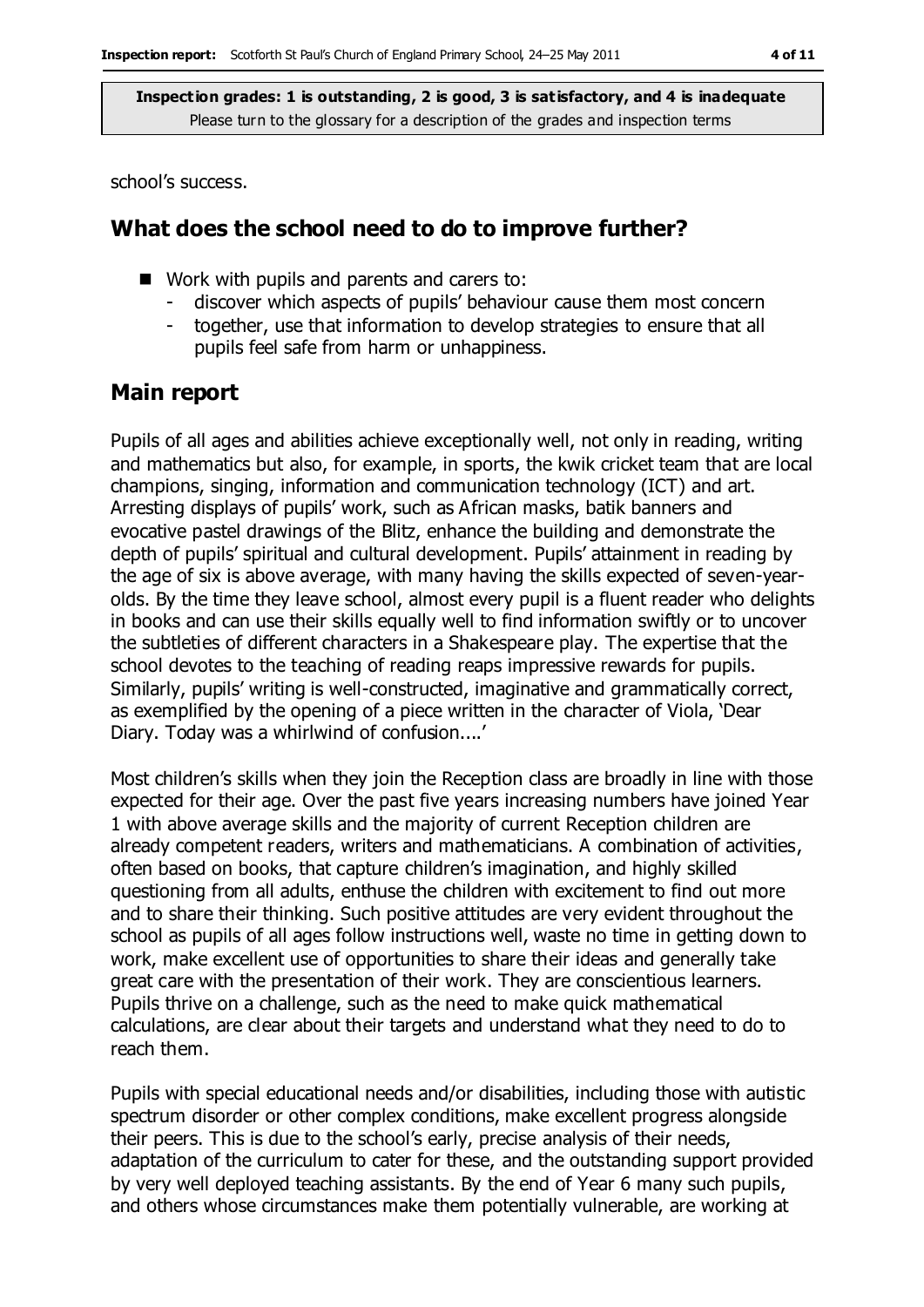**Inspection grades: 1 is outstanding, 2 is good, 3 is satisfactory, and 4 is inadequate**
Please turn to the glossary for a description of the grades and inspection terms

school's success.

## What does the school need to do to improve further?

- Work with pupils and parents and carers to:
  - discover which aspects of pupils' behaviour cause them most concern
  - together, use that information to develop strategies to ensure that all pupils feel safe from harm or unhappiness.

## Main report

Pupils of all ages and abilities achieve exceptionally well, not only in reading, writing and mathematics but also, for example, in sports, the kwik cricket team that are local champions, singing, information and communication technology (ICT) and art. Arresting displays of pupils' work, such as African masks, batik banners and evocative pastel drawings of the Blitz, enhance the building and demonstrate the depth of pupils' spiritual and cultural development. Pupils' attainment in reading by the age of six is above average, with many having the skills expected of seven-year-olds. By the time they leave school, almost every pupil is a fluent reader who delights in books and can use their skills equally well to find information swiftly or to uncover the subtleties of different characters in a Shakespeare play. The expertise that the school devotes to the teaching of reading reaps impressive rewards for pupils. Similarly, pupils' writing is well-constructed, imaginative and grammatically correct, as exemplified by the opening of a piece written in the character of Viola, 'Dear Diary. Today was a whirlwind of confusion....'

Most children's skills when they join the Reception class are broadly in line with those expected for their age. Over the past five years increasing numbers have joined Year 1 with above average skills and the majority of current Reception children are already competent readers, writers and mathematicians. A combination of activities, often based on books, that capture children's imagination, and highly skilled questioning from all adults, enthuse the children with excitement to find out more and to share their thinking. Such positive attitudes are very evident throughout the school as pupils of all ages follow instructions well, waste no time in getting down to work, make excellent use of opportunities to share their ideas and generally take great care with the presentation of their work. They are conscientious learners. Pupils thrive on a challenge, such as the need to make quick mathematical calculations, are clear about their targets and understand what they need to do to reach them.

Pupils with special educational needs and/or disabilities, including those with autistic spectrum disorder or other complex conditions, make excellent progress alongside their peers. This is due to the school's early, precise analysis of their needs, adaptation of the curriculum to cater for these, and the outstanding support provided by very well deployed teaching assistants. By the end of Year 6 many such pupils, and others whose circumstances make them potentially vulnerable, are working at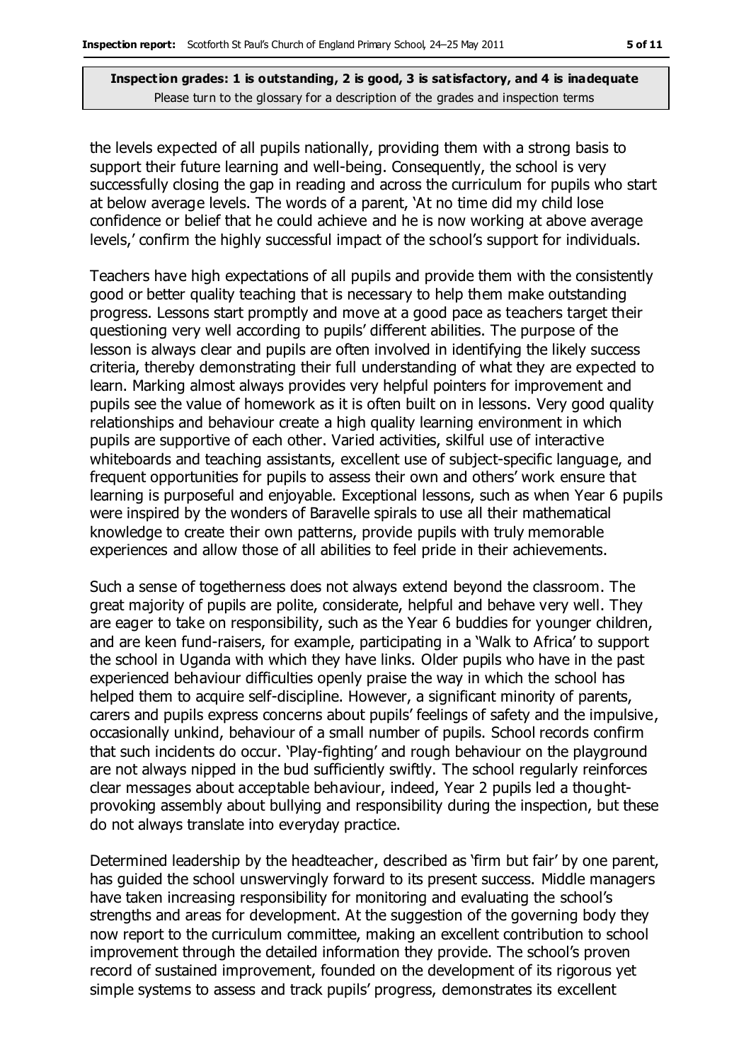the levels expected of all pupils nationally, providing them with a strong basis to support their future learning and well-being. Consequently, the school is very successfully closing the gap in reading and across the curriculum for pupils who start at below average levels. The words of a parent, 'At no time did my child lose confidence or belief that he could achieve and he is now working at above average levels,' confirm the highly successful impact of the school's support for individuals.

Teachers have high expectations of all pupils and provide them with the consistently good or better quality teaching that is necessary to help them make outstanding progress. Lessons start promptly and move at a good pace as teachers target their questioning very well according to pupils' different abilities. The purpose of the lesson is always clear and pupils are often involved in identifying the likely success criteria, thereby demonstrating their full understanding of what they are expected to learn. Marking almost always provides very helpful pointers for improvement and pupils see the value of homework as it is often built on in lessons. Very good quality relationships and behaviour create a high quality learning environment in which pupils are supportive of each other. Varied activities, skilful use of interactive whiteboards and teaching assistants, excellent use of subject-specific language, and frequent opportunities for pupils to assess their own and others' work ensure that learning is purposeful and enjoyable. Exceptional lessons, such as when Year 6 pupils were inspired by the wonders of Baravelle spirals to use all their mathematical knowledge to create their own patterns, provide pupils with truly memorable experiences and allow those of all abilities to feel pride in their achievements.

Such a sense of togetherness does not always extend beyond the classroom. The great majority of pupils are polite, considerate, helpful and behave very well. They are eager to take on responsibility, such as the Year 6 buddies for younger children, and are keen fund-raisers, for example, participating in a 'Walk to Africa' to support the school in Uganda with which they have links. Older pupils who have in the past experienced behaviour difficulties openly praise the way in which the school has helped them to acquire self-discipline. However, a significant minority of parents, carers and pupils express concerns about pupils' feelings of safety and the impulsive, occasionally unkind, behaviour of a small number of pupils. School records confirm that such incidents do occur. 'Play-fighting' and rough behaviour on the playground are not always nipped in the bud sufficiently swiftly. The school regularly reinforces clear messages about acceptable behaviour, indeed, Year 2 pupils led a thought-provoking assembly about bullying and responsibility during the inspection, but these do not always translate into everyday practice.

Determined leadership by the headteacher, described as 'firm but fair' by one parent, has guided the school unswervingly forward to its present success. Middle managers have taken increasing responsibility for monitoring and evaluating the school's strengths and areas for development. At the suggestion of the governing body they now report to the curriculum committee, making an excellent contribution to school improvement through the detailed information they provide. The school's proven record of sustained improvement, founded on the development of its rigorous yet simple systems to assess and track pupils' progress, demonstrates its excellent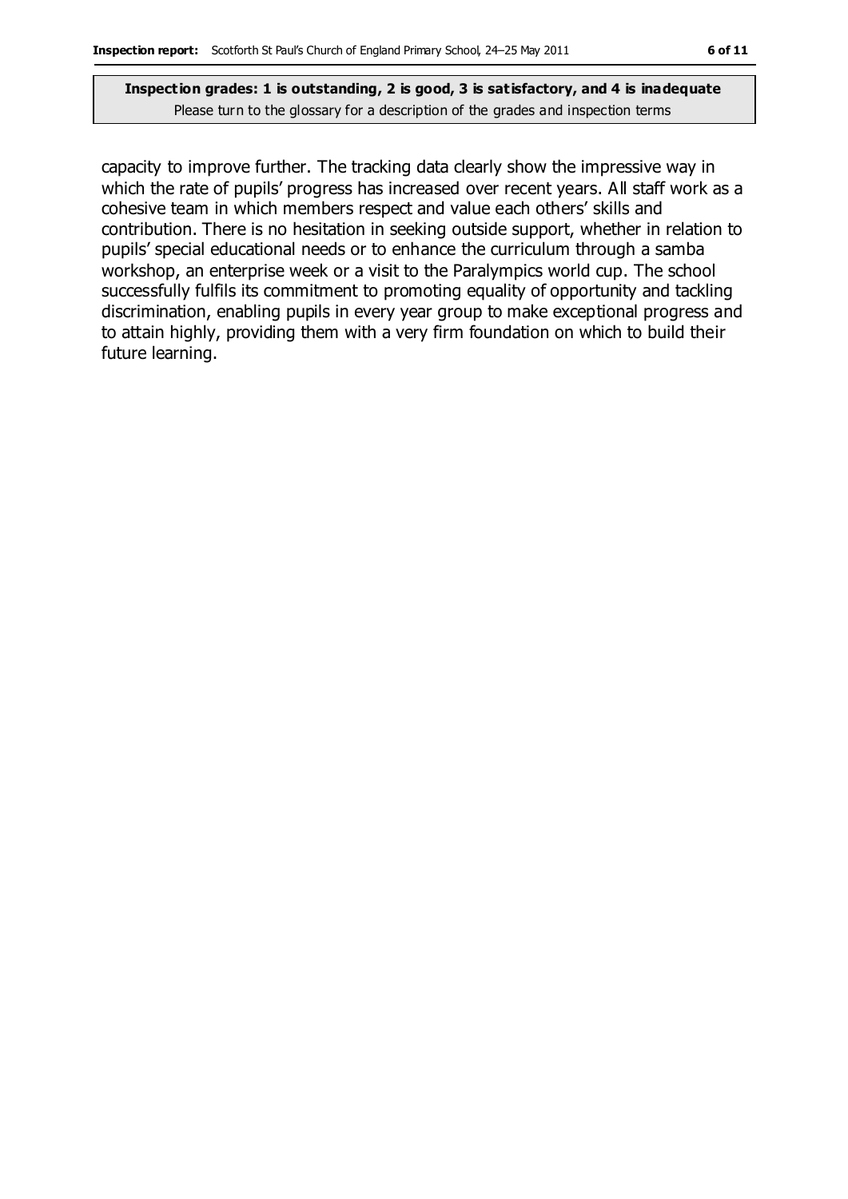**Inspection grades: 1 is outstanding, 2 is good, 3 is satisfactory, and 4 is inadequate**
Please turn to the glossary for a description of the grades and inspection terms

capacity to improve further. The tracking data clearly show the impressive way in which the rate of pupils' progress has increased over recent years. All staff work as a cohesive team in which members respect and value each others' skills and contribution. There is no hesitation in seeking outside support, whether in relation to pupils' special educational needs or to enhance the curriculum through a samba workshop, an enterprise week or a visit to the Paralympics world cup. The school successfully fulfils its commitment to promoting equality of opportunity and tackling discrimination, enabling pupils in every year group to make exceptional progress and to attain highly, providing them with a very firm foundation on which to build their future learning.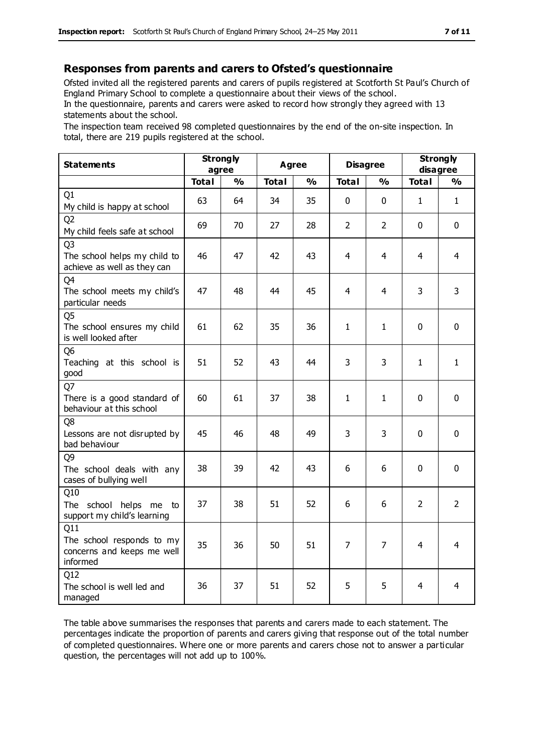## Responses from parents and carers to Ofsted's questionnaire

Ofsted invited all the registered parents and carers of pupils registered at Scotforth St Paul's Church of England Primary School to complete a questionnaire about their views of the school.

In the questionnaire, parents and carers were asked to record how strongly they agreed with 13 statements about the school.

The inspection team received 98 completed questionnaires by the end of the on-site inspection. In total, there are 219 pupils registered at the school.

| Statements | Strongly agree | | Agree | | Disagree | | Strongly disagree | |
|---|---|---|---|---|---|---|---|---|
| | Total | % | Total | % | Total | % | Total | % |
| Q1<br>My child is happy at school | 63 | 64 | 34 | 35 | 0 | 0 | 1 | 1 |
| Q2<br>My child feels safe at school | 69 | 70 | 27 | 28 | 2 | 2 | 0 | 0 |
| Q3<br>The school helps my child to achieve as well as they can | 46 | 47 | 42 | 43 | 4 | 4 | 4 | 4 |
| Q4<br>The school meets my child's particular needs | 47 | 48 | 44 | 45 | 4 | 4 | 3 | 3 |
| Q5<br>The school ensures my child is well looked after | 61 | 62 | 35 | 36 | 1 | 1 | 0 | 0 |
| Q6<br>Teaching at this school is good | 51 | 52 | 43 | 44 | 3 | 3 | 1 | 1 |
| Q7<br>There is a good standard of behaviour at this school | 60 | 61 | 37 | 38 | 1 | 1 | 0 | 0 |
| Q8<br>Lessons are not disrupted by bad behaviour | 45 | 46 | 48 | 49 | 3 | 3 | 0 | 0 |
| Q9<br>The school deals with any cases of bullying well | 38 | 39 | 42 | 43 | 6 | 6 | 0 | 0 |
| Q10<br>The school helps me to support my child's learning | 37 | 38 | 51 | 52 | 6 | 6 | 2 | 2 |
| Q11<br>The school responds to my concerns and keeps me well informed | 35 | 36 | 50 | 51 | 7 | 7 | 4 | 4 |
| Q12<br>The school is well led and managed | 36 | 37 | 51 | 52 | 5 | 5 | 4 | 4 |

The table above summarises the responses that parents and carers made to each statement. The percentages indicate the proportion of parents and carers giving that response out of the total number of completed questionnaires. Where one or more parents and carers chose not to answer a particular question, the percentages will not add up to 100%.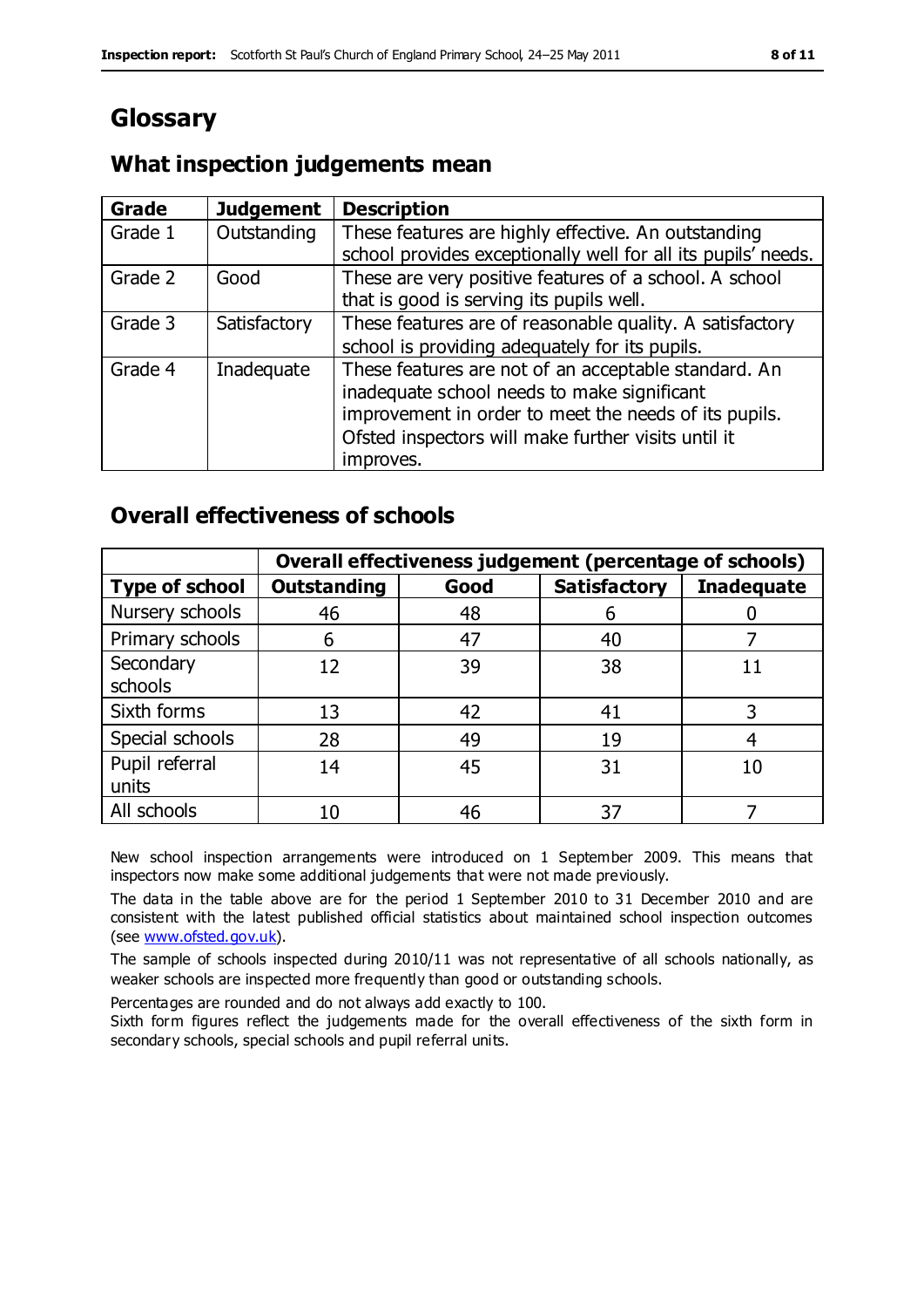# Glossary

## What inspection judgements mean

| Grade | Judgement | Description |
|---|---|---|
| Grade 1 | Outstanding | These features are highly effective. An outstanding school provides exceptionally well for all its pupils' needs. |
| Grade 2 | Good | These are very positive features of a school. A school that is good is serving its pupils well. |
| Grade 3 | Satisfactory | These features are of reasonable quality. A satisfactory school is providing adequately for its pupils. |
| Grade 4 | Inadequate | These features are not of an acceptable standard. An inadequate school needs to make significant improvement in order to meet the needs of its pupils. Ofsted inspectors will make further visits until it improves. |

## Overall effectiveness of schools

| | Overall effectiveness judgement (percentage of schools) | | | |
|---|---|---|---|---|
| **Type of school** | **Outstanding** | **Good** | **Satisfactory** | **Inadequate** |
| Nursery schools | 46 | 48 | 6 | 0 |
| Primary schools | 6 | 47 | 40 | 7 |
| Secondary schools | 12 | 39 | 38 | 11 |
| Sixth forms | 13 | 42 | 41 | 3 |
| Special schools | 28 | 49 | 19 | 4 |
| Pupil referral units | 14 | 45 | 31 | 10 |
| All schools | 10 | 46 | 37 | 7 |

New school inspection arrangements were introduced on 1 September 2009. This means that inspectors now make some additional judgements that were not made previously.

The data in the table above are for the period 1 September 2010 to 31 December 2010 and are consistent with the latest published official statistics about maintained school inspection outcomes (see www.ofsted.gov.uk).

The sample of schools inspected during 2010/11 was not representative of all schools nationally, as weaker schools are inspected more frequently than good or outstanding schools.

Percentages are rounded and do not always add exactly to 100.

Sixth form figures reflect the judgements made for the overall effectiveness of the sixth form in secondary schools, special schools and pupil referral units.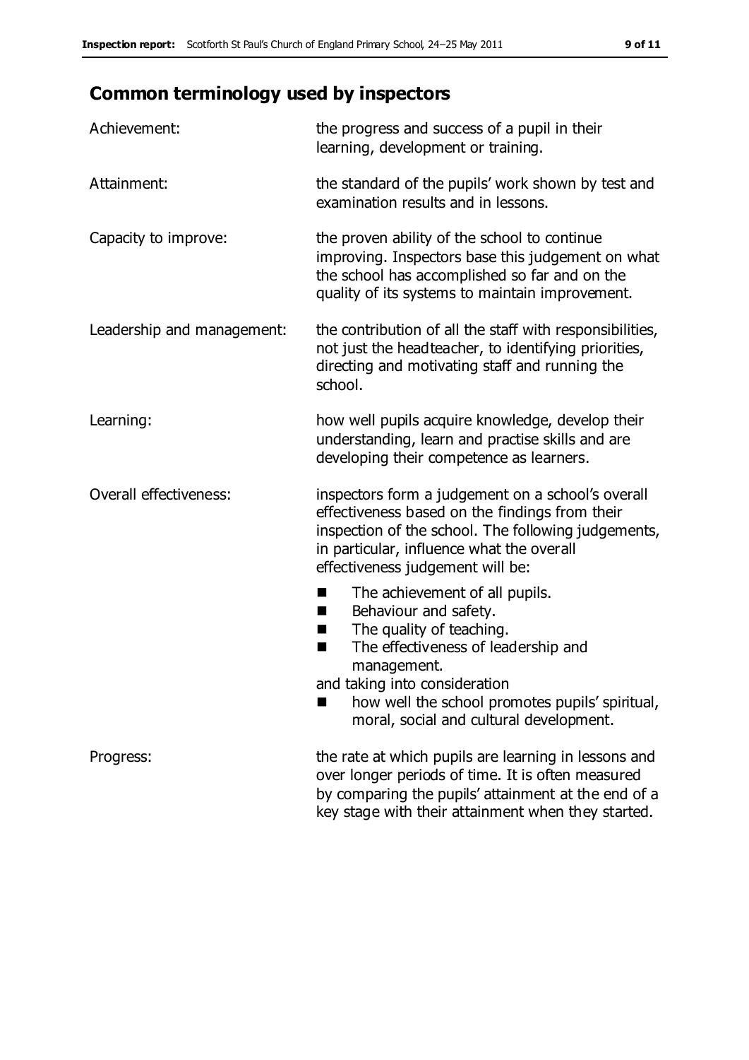## Common terminology used by inspectors

| | |
|---|---|
| Achievement: | the progress and success of a pupil in their learning, development or training. |
| Attainment: | the standard of the pupils' work shown by test and examination results and in lessons. |
| Capacity to improve: | the proven ability of the school to continue improving. Inspectors base this judgement on what the school has accomplished so far and on the quality of its systems to maintain improvement. |
| Leadership and management: | the contribution of all the staff with responsibilities, not just the headteacher, to identifying priorities, directing and motivating staff and running the school. |
| Learning: | how well pupils acquire knowledge, develop their understanding, learn and practise skills and are developing their competence as learners. |
| Overall effectiveness: | inspectors form a judgement on a school's overall effectiveness based on the findings from their inspection of the school. The following judgements, in particular, influence what the overall effectiveness judgement will be: ■ The achievement of all pupils. ■ Behaviour and safety. ■ The quality of teaching. ■ The effectiveness of leadership and management. and taking into consideration ■ how well the school promotes pupils' spiritual, moral, social and cultural development. |
| Progress: | the rate at which pupils are learning in lessons and over longer periods of time. It is often measured by comparing the pupils' attainment at the end of a key stage with their attainment when they started. |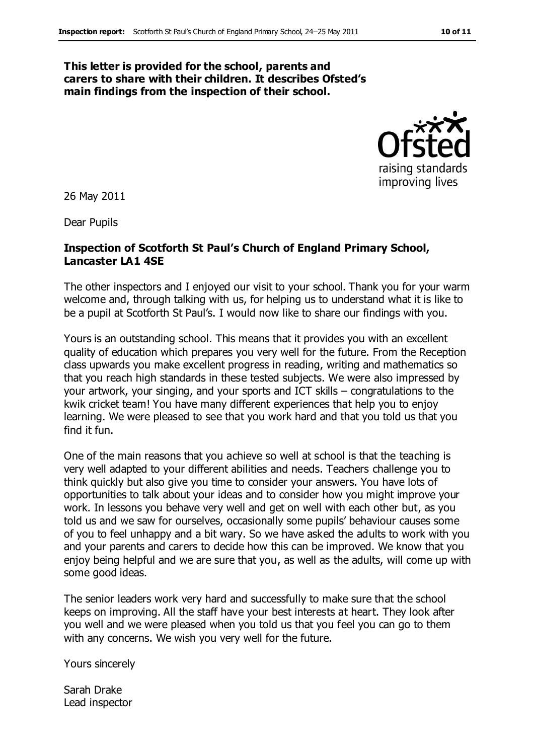**This letter is provided for the school, parents and carers to share with their children. It describes Ofsted's main findings from the inspection of their school.**

26 May 2011

Dear Pupils

**Inspection of Scotforth St Paul's Church of England Primary School, Lancaster LA1 4SE**

The other inspectors and I enjoyed our visit to your school. Thank you for your warm welcome and, through talking with us, for helping us to understand what it is like to be a pupil at Scotforth St Paul's. I would now like to share our findings with you.

Yours is an outstanding school. This means that it provides you with an excellent quality of education which prepares you very well for the future. From the Reception class upwards you make excellent progress in reading, writing and mathematics so that you reach high standards in these tested subjects. We were also impressed by your artwork, your singing, and your sports and ICT skills – congratulations to the kwik cricket team! You have many different experiences that help you to enjoy learning. We were pleased to see that you work hard and that you told us that you find it fun.

One of the main reasons that you achieve so well at school is that the teaching is very well adapted to your different abilities and needs. Teachers challenge you to think quickly but also give you time to consider your answers. You have lots of opportunities to talk about your ideas and to consider how you might improve your work. In lessons you behave very well and get on well with each other but, as you told us and we saw for ourselves, occasionally some pupils' behaviour causes some of you to feel unhappy and a bit wary. So we have asked the adults to work with you and your parents and carers to decide how this can be improved. We know that you enjoy being helpful and we are sure that you, as well as the adults, will come up with some good ideas.

The senior leaders work very hard and successfully to make sure that the school keeps on improving. All the staff have your best interests at heart. They look after you well and we were pleased when you told us that you feel you can go to them with any concerns. We wish you very well for the future.

Yours sincerely

Sarah Drake
Lead inspector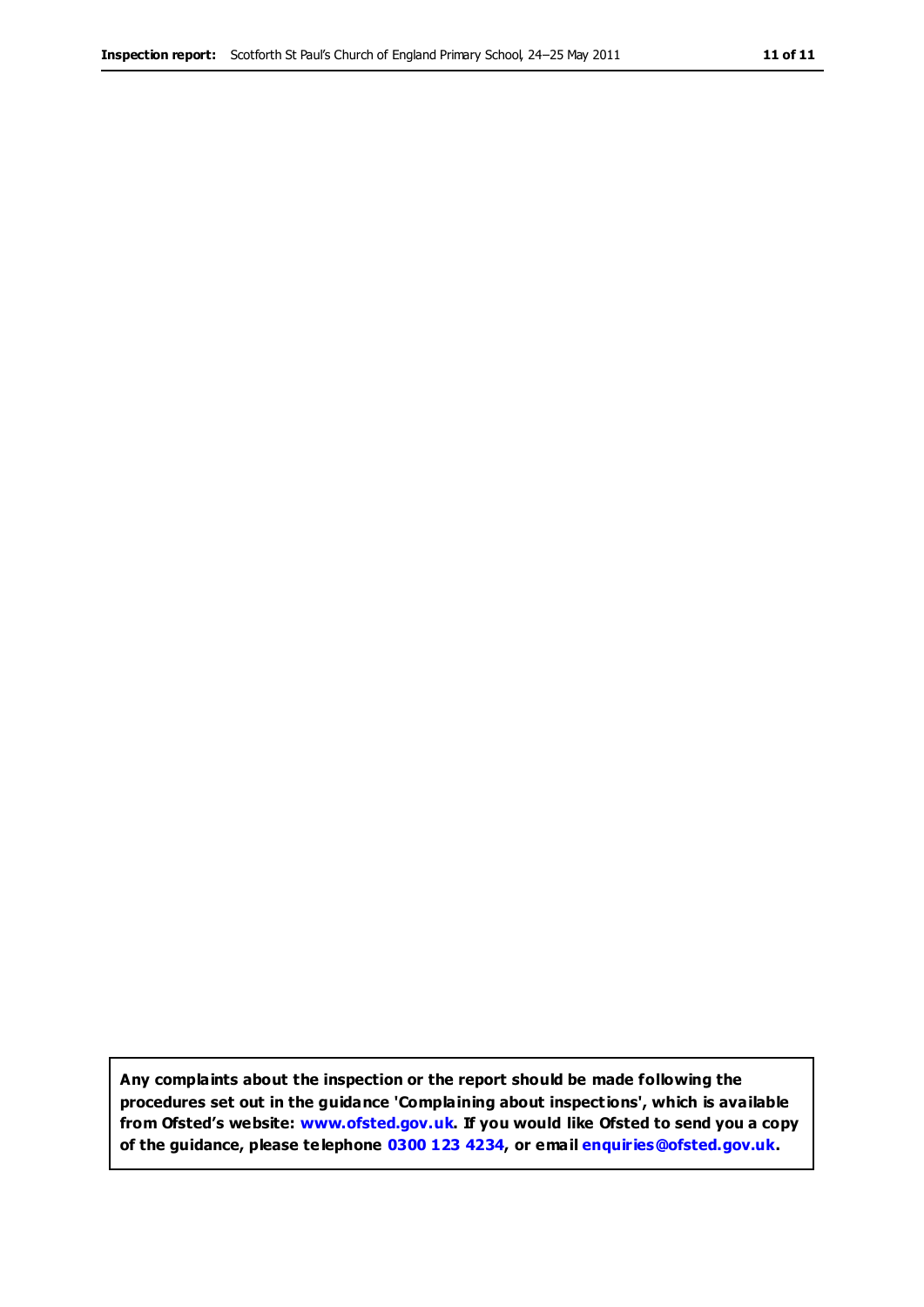**Any complaints about the inspection or the report should be made following the procedures set out in the guidance 'Complaining about inspections', which is available from Ofsted's website: www.ofsted.gov.uk. If you would like Ofsted to send you a copy of the guidance, please telephone 0300 123 4234, or email enquiries@ofsted.gov.uk.**